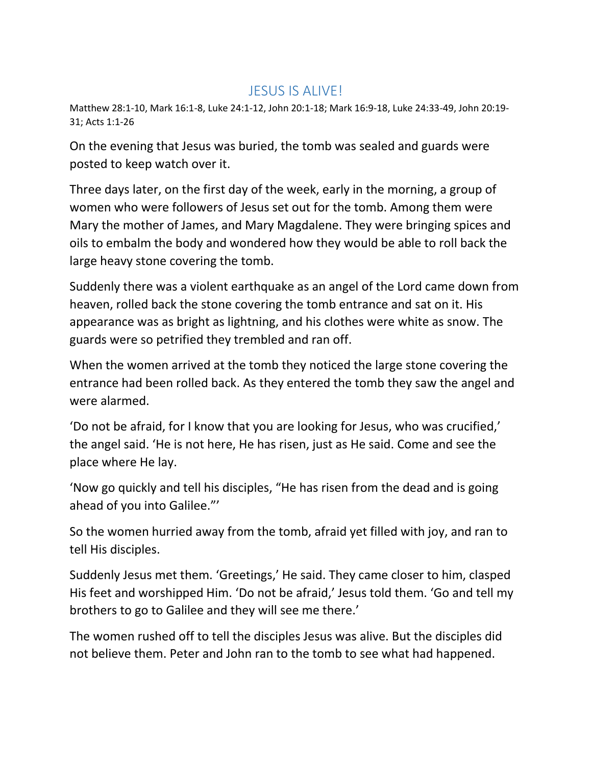# JESUS IS ALIVE!

Matthew 28:1-10, Mark 16:1-8, Luke 24:1-12, John 20:1-18; Mark 16:9-18, Luke 24:33-49, John 20:19-31; Acts 1:1-26

On the evening that Jesus was buried, the tomb was sealed and guards were posted to keep watch over it.

Three days later, on the first day of the week, early in the morning, a group of women who were followers of Jesus set out for the tomb. Among them were Mary the mother of James, and Mary Magdalene. They were bringing spices and oils to embalm the body and wondered how they would be able to roll back the large heavy stone covering the tomb.

Suddenly there was a violent earthquake as an angel of the Lord came down from heaven, rolled back the stone covering the tomb entrance and sat on it. His appearance was as bright as lightning, and his clothes were white as snow. The guards were so petrified they trembled and ran off.

When the women arrived at the tomb they noticed the large stone covering the entrance had been rolled back. As they entered the tomb they saw the angel and were alarmed.

'Do not be afraid, for I know that you are looking for Jesus, who was crucified,' the angel said. 'He is not here, He has risen, just as He said. Come and see the place where He lay.

'Now go quickly and tell his disciples, "He has risen from the dead and is going ahead of you into Galilee."'

So the women hurried away from the tomb, afraid yet filled with joy, and ran to tell His disciples.

Suddenly Jesus met them. 'Greetings,' He said. They came closer to him, clasped His feet and worshipped Him. 'Do not be afraid,' Jesus told them. 'Go and tell my brothers to go to Galilee and they will see me there.'

The women rushed off to tell the disciples Jesus was alive. But the disciples did not believe them. Peter and John ran to the tomb to see what had happened.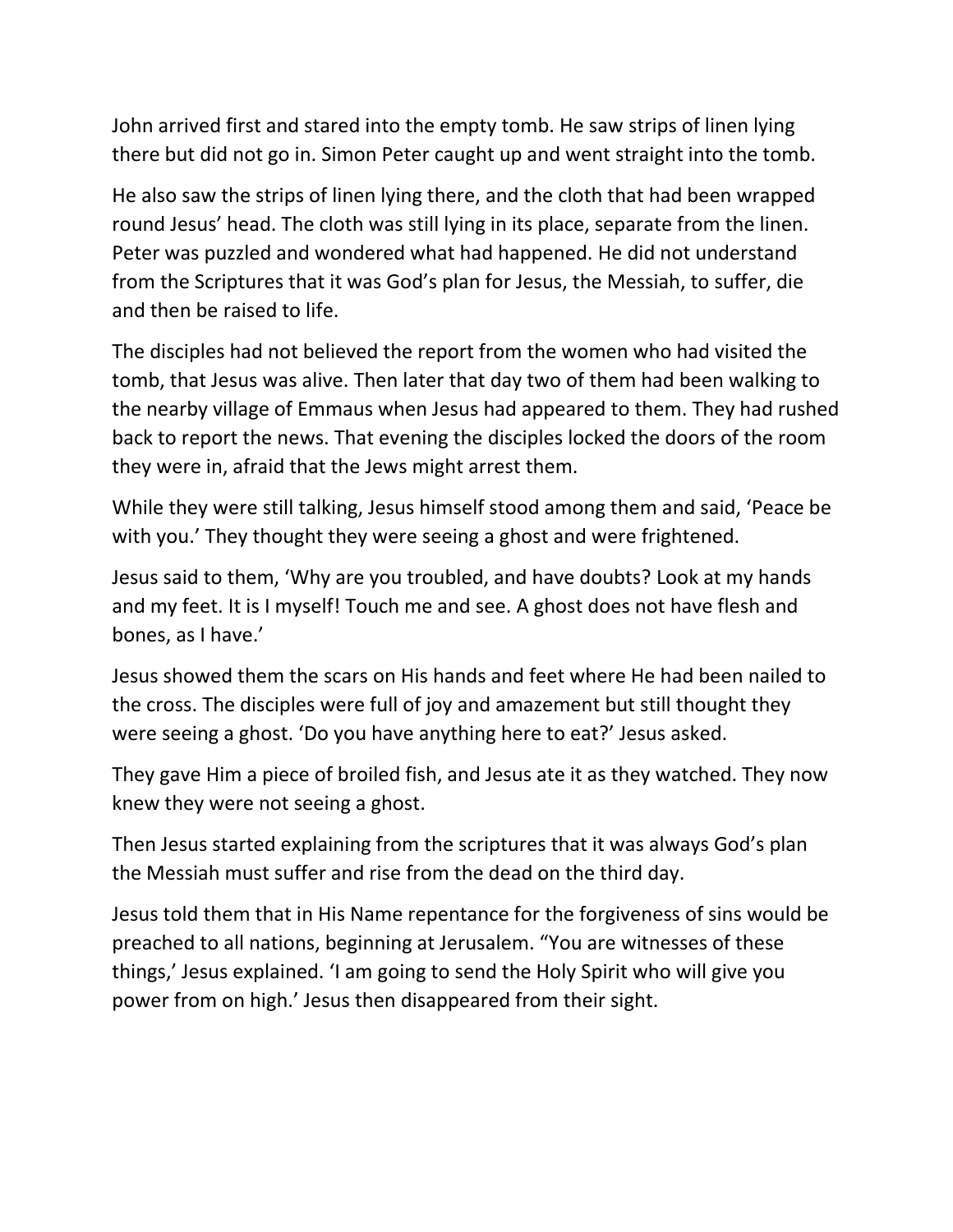John arrived first and stared into the empty tomb. He saw strips of linen lying there but did not go in. Simon Peter caught up and went straight into the tomb.

He also saw the strips of linen lying there, and the cloth that had been wrapped round Jesus' head. The cloth was still lying in its place, separate from the linen. Peter was puzzled and wondered what had happened. He did not understand from the Scriptures that it was God's plan for Jesus, the Messiah, to suffer, die and then be raised to life.

The disciples had not believed the report from the women who had visited the tomb, that Jesus was alive. Then later that day two of them had been walking to the nearby village of Emmaus when Jesus had appeared to them. They had rushed back to report the news. That evening the disciples locked the doors of the room they were in, afraid that the Jews might arrest them.

While they were still talking, Jesus himself stood among them and said, 'Peace be with you.' They thought they were seeing a ghost and were frightened.

Jesus said to them, 'Why are you troubled, and have doubts? Look at my hands and my feet. It is I myself! Touch me and see. A ghost does not have flesh and bones, as I have.'

Jesus showed them the scars on His hands and feet where He had been nailed to the cross. The disciples were full of joy and amazement but still thought they were seeing a ghost. 'Do you have anything here to eat?' Jesus asked.

They gave Him a piece of broiled fish, and Jesus ate it as they watched. They now knew they were not seeing a ghost.

Then Jesus started explaining from the scriptures that it was always God's plan the Messiah must suffer and rise from the dead on the third day.

Jesus told them that in His Name repentance for the forgiveness of sins would be preached to all nations, beginning at Jerusalem. "You are witnesses of these things,' Jesus explained. 'I am going to send the Holy Spirit who will give you power from on high.' Jesus then disappeared from their sight.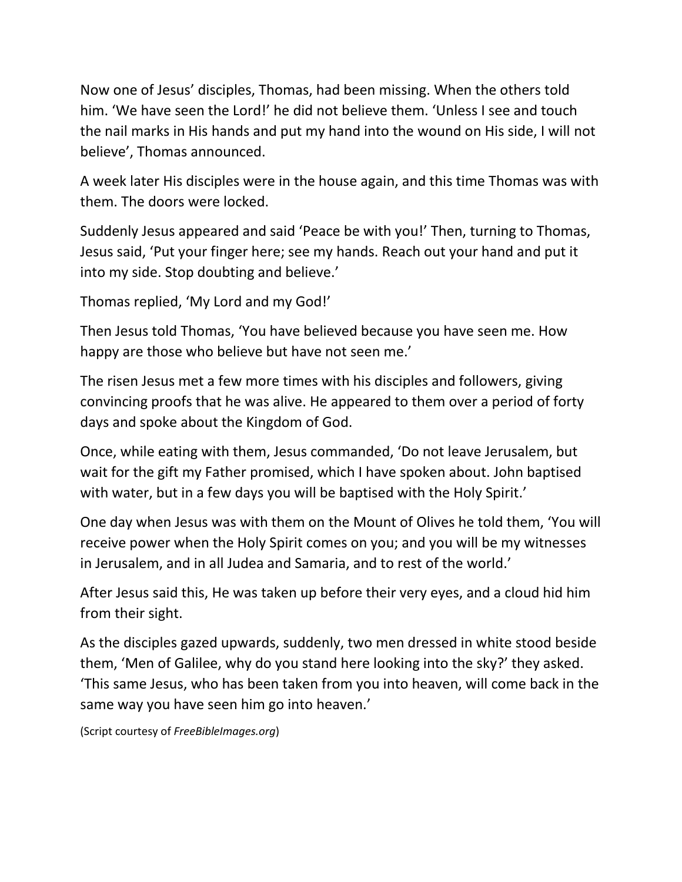Now one of Jesus' disciples, Thomas, had been missing. When the others told him. 'We have seen the Lord!' he did not believe them. 'Unless I see and touch the nail marks in His hands and put my hand into the wound on His side, I will not believe', Thomas announced.

A week later His disciples were in the house again, and this time Thomas was with them. The doors were locked.

Suddenly Jesus appeared and said 'Peace be with you!' Then, turning to Thomas, Jesus said, 'Put your finger here; see my hands. Reach out your hand and put it into my side. Stop doubting and believe.'

Thomas replied, 'My Lord and my God!'

Then Jesus told Thomas, 'You have believed because you have seen me. How happy are those who believe but have not seen me.'

The risen Jesus met a few more times with his disciples and followers, giving convincing proofs that he was alive. He appeared to them over a period of forty days and spoke about the Kingdom of God.

Once, while eating with them, Jesus commanded, 'Do not leave Jerusalem, but wait for the gift my Father promised, which I have spoken about. John baptised with water, but in a few days you will be baptised with the Holy Spirit.'

One day when Jesus was with them on the Mount of Olives he told them, 'You will receive power when the Holy Spirit comes on you; and you will be my witnesses in Jerusalem, and in all Judea and Samaria, and to rest of the world.'

After Jesus said this, He was taken up before their very eyes, and a cloud hid him from their sight.

As the disciples gazed upwards, suddenly, two men dressed in white stood beside them, 'Men of Galilee, why do you stand here looking into the sky?' they asked. 'This same Jesus, who has been taken from you into heaven, will come back in the same way you have seen him go into heaven.'

(Script courtesy of *FreeBibleImages.org*)